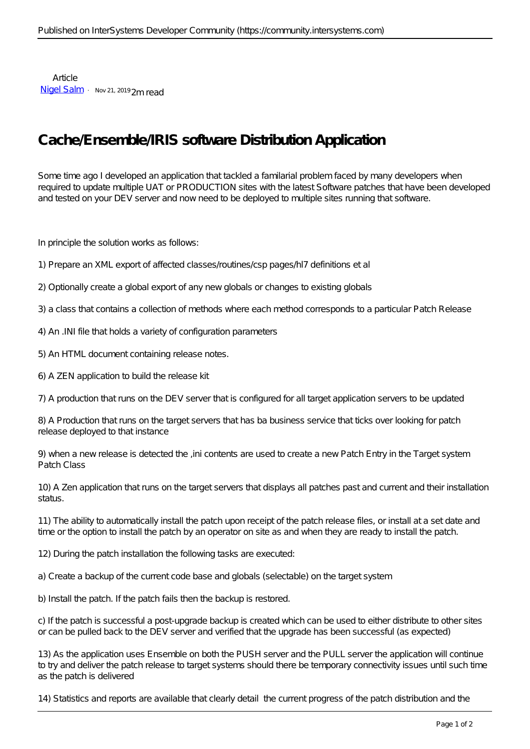Article
[Nigel Salm](#) · Nov 21, 2019 2m read

# Cache/Ensemble/IRIS software Distribution Application

Some time ago I developed an application that tackled a familarial problem faced by many developers when required to update multiple UAT or PRODUCTION sites with the latest Software patches that have been developed and tested on your DEV server and now need to be deployed to multiple sites running that software.

In principle the solution works as follows:

1) Prepare an XML export of affected classes/routines/csp pages/hl7 definitions et al

2) Optionally create a global export of any new globals or changes to existing globals

3) a class that contains a collection of methods where each method corresponds to a particular Patch Release

4) An .INI file that holds a variety of configuration parameters

5) An HTML document containing release notes.

6) A ZEN application to build the release kit

7) A production that runs on the DEV server that is configured for all target application servers to be updated

8) A Production that runs on the target servers that has ba business service that ticks over looking for patch release deployed to that instance

9) when a new release is detected the ,ini contents are used to create a new Patch Entry in the Target system Patch Class

10) A Zen application that runs on the target servers that displays all patches past and current and their installation status.

11) The ability to automatically install the patch upon receipt of the patch release files, or install at a set date and time or the option to install the patch by an operator on site as and when they are ready to install the patch.

12) During the patch installation the following tasks are executed:

a) Create a backup of the current code base and globals (selectable) on the target system

b) Install the patch. If the patch fails then the backup is restored.

c) If the patch is successful a post-upgrade backup is created which can be used to either distribute to other sites or can be pulled back to the DEV server and verified that the upgrade has been successful (as expected)

13) As the application uses Ensemble on both the PUSH server and the PULL server the application will continue to try and deliver the patch release to target systems should there be temporary connectivity issues until such time as the patch is delivered

14) Statistics and reports are available that clearly detail the current progress of the patch distribution and the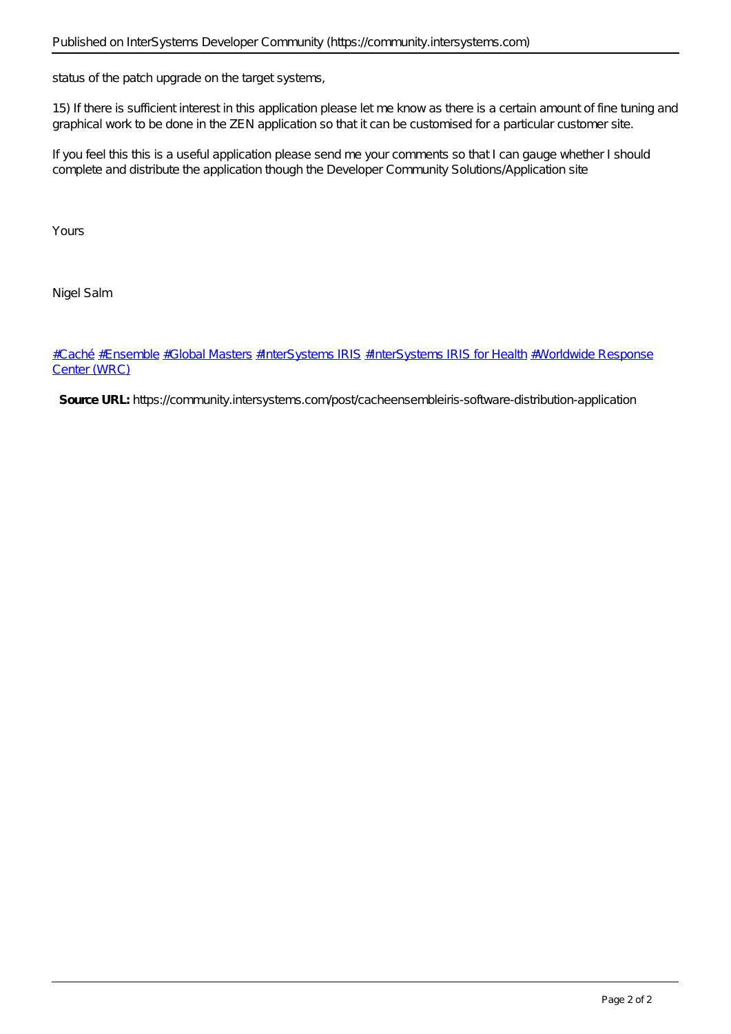status of the patch upgrade on the target systems,

15) If there is sufficient interest in this application please let me know as there is a certain amount of fine tuning and graphical work to be done in the ZEN application so that it can be customised for a particular customer site.

If you feel this this is a useful application please send me your comments so that I can gauge whether I should complete and distribute the application though the Developer Community Solutions/Application site

Yours

Nigel Salm

#Caché #Ensemble #Global Masters #InterSystems IRIS #InterSystems IRIS for Health #Worldwide Response Center (WRC)

**Source URL:** https://community.intersystems.com/post/cacheensembleiris-software-distribution-application